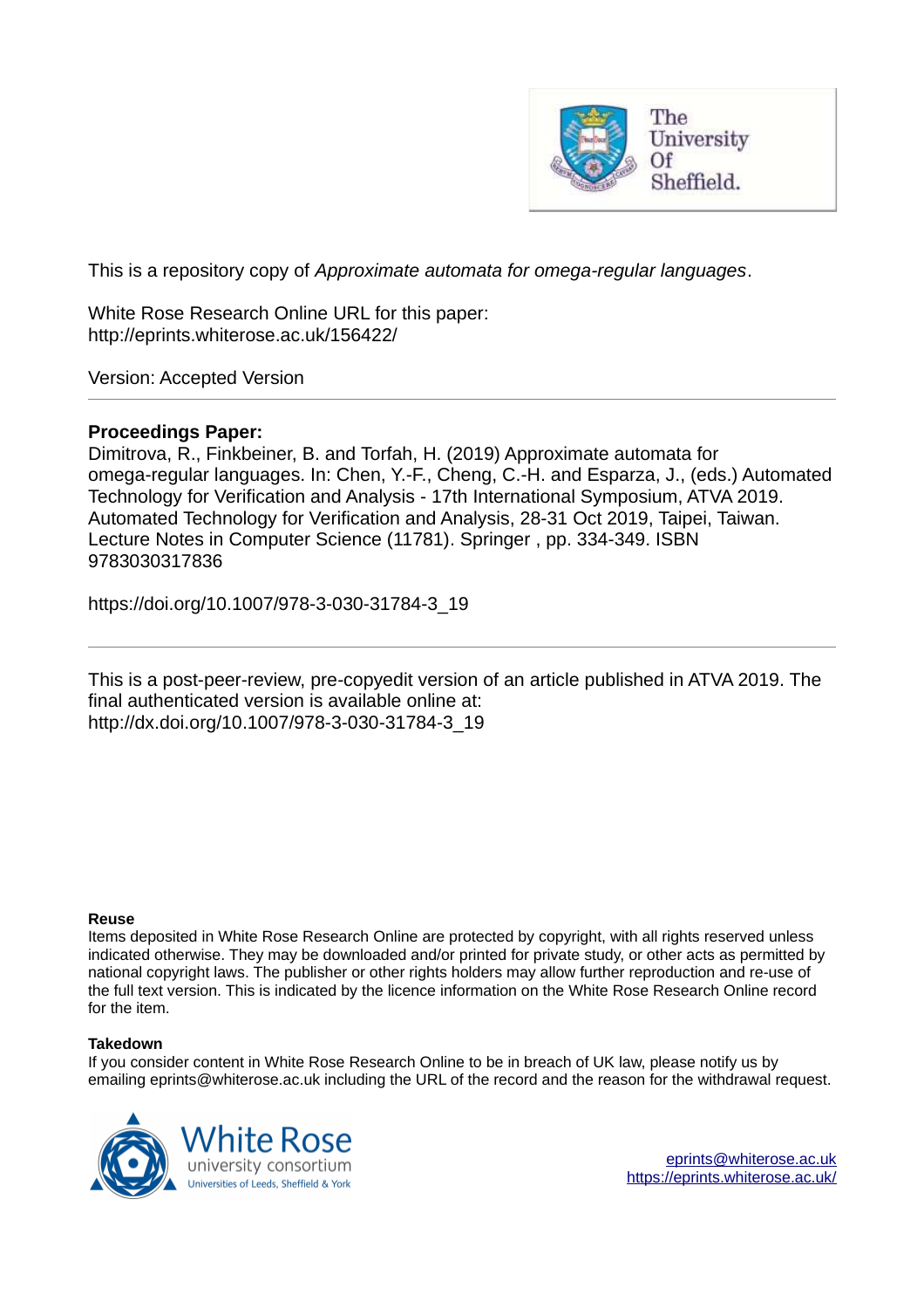This is a repository copy of *Approximate automata for omega-regular languages*.

White Rose Research Online URL for this paper:
http://eprints.whiterose.ac.uk/156422/

Version: Accepted Version

---

**Proceedings Paper:**

Dimitrova, R., Finkbeiner, B. and Torfah, H. (2019) Approximate automata for omega-regular languages. In: Chen, Y.-F., Cheng, C.-H. and Esparza, J., (eds.) Automated Technology for Verification and Analysis - 17th International Symposium, ATVA 2019. Automated Technology for Verification and Analysis, 28-31 Oct 2019, Taipei, Taiwan. Lecture Notes in Computer Science (11781). Springer , pp. 334-349. ISBN 9783030317836

https://doi.org/10.1007/978-3-030-31784-3_19

---

This is a post-peer-review, pre-copyedit version of an article published in ATVA 2019. The final authenticated version is available online at: http://dx.doi.org/10.1007/978-3-030-31784-3_19

**Reuse**

Items deposited in White Rose Research Online are protected by copyright, with all rights reserved unless indicated otherwise. They may be downloaded and/or printed for private study, or other acts as permitted by national copyright laws. The publisher or other rights holders may allow further reproduction and re-use of the full text version. This is indicated by the licence information on the White Rose Research Online record for the item.

**Takedown**

If you consider content in White Rose Research Online to be in breach of UK law, please notify us by emailing eprints@whiterose.ac.uk including the URL of the record and the reason for the withdrawal request.

eprints@whiterose.ac.uk
https://eprints.whiterose.ac.uk/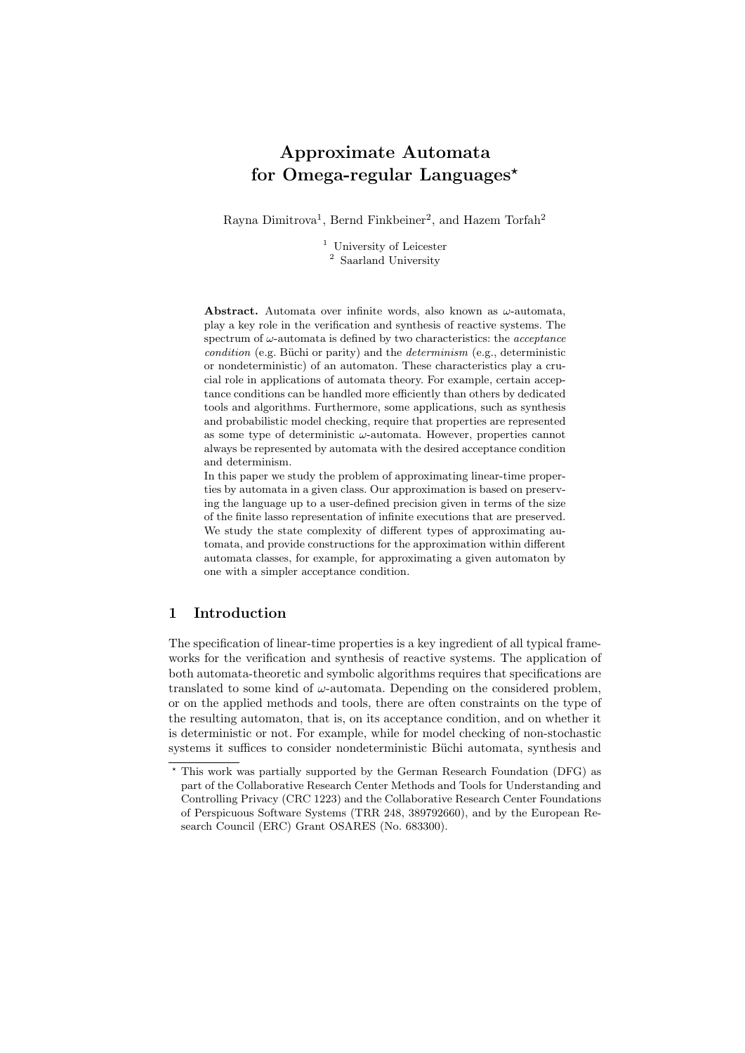# Approximate Automata for Omega-regular Languages*

Rayna Dimitrova[1], Bernd Finkbeiner[2], and Hazem Torfah[2]

[1] University of Leicester
[2] Saarland University

**Abstract.** Automata over infinite words, also known as $\omega$-automata, play a key role in the verification and synthesis of reactive systems. The spectrum of $\omega$-automata is defined by two characteristics: the *acceptance condition* (e.g. Büchi or parity) and the *determinism* (e.g., deterministic or nondeterministic) of an automaton. These characteristics play a crucial role in applications of automata theory. For example, certain acceptance conditions can be handled more efficiently than others by dedicated tools and algorithms. Furthermore, some applications, such as synthesis and probabilistic model checking, require that properties are represented as some type of deterministic $\omega$-automata. However, properties cannot always be represented by automata with the desired acceptance condition and determinism.

In this paper we study the problem of approximating linear-time properties by automata in a given class. Our approximation is based on preserving the language up to a user-defined precision given in terms of the size of the finite lasso representation of infinite executions that are preserved. We study the state complexity of different types of approximating automata, and provide constructions for the approximation within different automata classes, for example, for approximating a given automaton by one with a simpler acceptance condition.

## 1 Introduction

The specification of linear-time properties is a key ingredient of all typical frameworks for the verification and synthesis of reactive systems. The application of both automata-theoretic and symbolic algorithms requires that specifications are translated to some kind of $\omega$-automata. Depending on the considered problem, or on the applied methods and tools, there are often constraints on the type of the resulting automaton, that is, on its acceptance condition, and on whether it is deterministic or not. For example, while for model checking of non-stochastic systems it suffices to consider nondeterministic Büchi automata, synthesis and

* This work was partially supported by the German Research Foundation (DFG) as part of the Collaborative Research Center Methods and Tools for Understanding and Controlling Privacy (CRC 1223) and the Collaborative Research Center Foundations of Perspicuous Software Systems (TRR 248, 389792660), and by the European Research Council (ERC) Grant OSARES (No. 683300).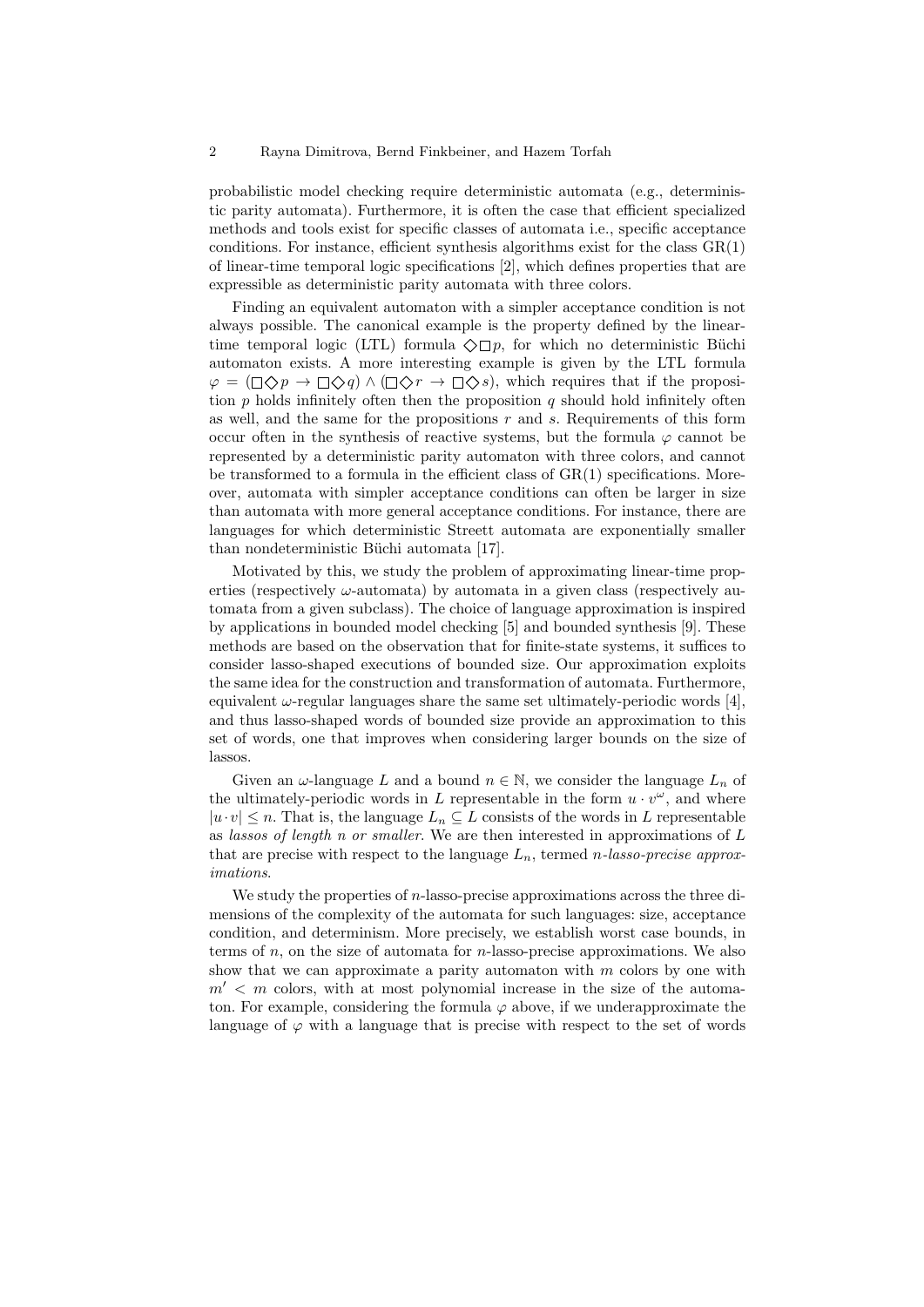probabilistic model checking require deterministic automata (e.g., deterministic parity automata). Furthermore, it is often the case that efficient specialized methods and tools exist for specific classes of automata i.e., specific acceptance conditions. For instance, efficient synthesis algorithms exist for the class GR(1) of linear-time temporal logic specifications [2], which defines properties that are expressible as deterministic parity automata with three colors.

Finding an equivalent automaton with a simpler acceptance condition is not always possible. The canonical example is the property defined by the linear-time temporal logic (LTL) formula $\Diamond\Box p$, for which no deterministic Büchi automaton exists. A more interesting example is given by the LTL formula $\varphi = (\Box\Diamond p \rightarrow \Box\Diamond q) \wedge (\Box\Diamond r \rightarrow \Box\Diamond s)$, which requires that if the proposition $p$ holds infinitely often then the proposition $q$ should hold infinitely often as well, and the same for the propositions $r$ and $s$. Requirements of this form occur often in the synthesis of reactive systems, but the formula $\varphi$ cannot be represented by a deterministic parity automaton with three colors, and cannot be transformed to a formula in the efficient class of GR(1) specifications. Moreover, automata with simpler acceptance conditions can often be larger in size than automata with more general acceptance conditions. For instance, there are languages for which deterministic Streett automata are exponentially smaller than nondeterministic Büchi automata [17].

Motivated by this, we study the problem of approximating linear-time properties (respectively $\omega$-automata) by automata in a given class (respectively automata from a given subclass). The choice of language approximation is inspired by applications in bounded model checking [5] and bounded synthesis [9]. These methods are based on the observation that for finite-state systems, it suffices to consider lasso-shaped executions of bounded size. Our approximation exploits the same idea for the construction and transformation of automata. Furthermore, equivalent $\omega$-regular languages share the same set ultimately-periodic words [4], and thus lasso-shaped words of bounded size provide an approximation to this set of words, one that improves when considering larger bounds on the size of lassos.

Given an $\omega$-language $L$ and a bound $n \in \mathbb{N}$, we consider the language $L_n$ of the ultimately-periodic words in $L$ representable in the form $u \cdot v^{\omega}$, and where $|u \cdot v| \leq n$. That is, the language $L_n \subseteq L$ consists of the words in $L$ representable as *lassos of length $n$ or smaller*. We are then interested in approximations of $L$ that are precise with respect to the language $L_n$, termed *$n$-lasso-precise approximations*.

We study the properties of $n$-lasso-precise approximations across the three dimensions of the complexity of the automata for such languages: size, acceptance condition, and determinism. More precisely, we establish worst case bounds, in terms of $n$, on the size of automata for $n$-lasso-precise approximations. We also show that we can approximate a parity automaton with $m$ colors by one with $m' < m$ colors, with at most polynomial increase in the size of the automaton. For example, considering the formula $\varphi$ above, if we underapproximate the language of $\varphi$ with a language that is precise with respect to the set of words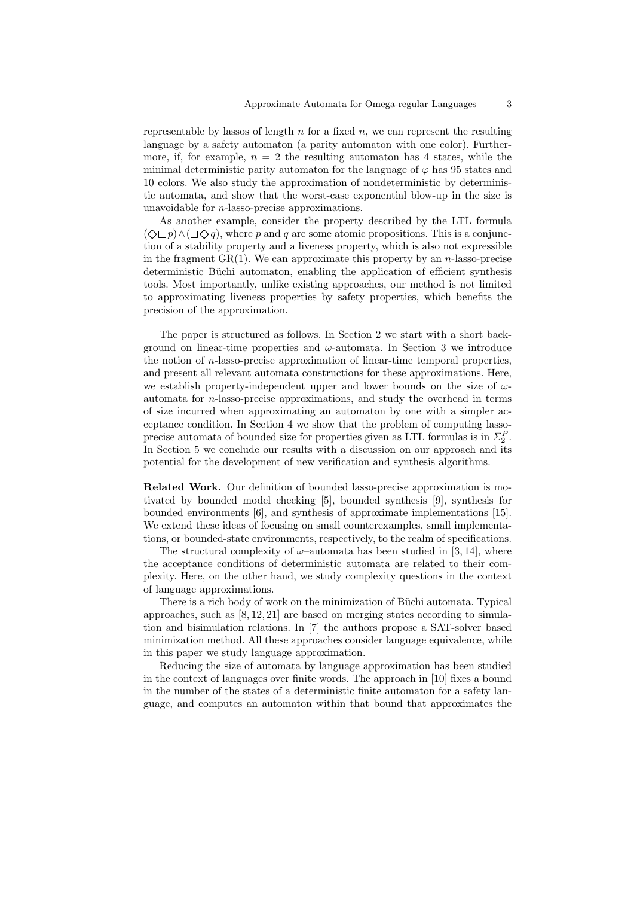representable by lassos of length $n$ for a fixed $n$, we can represent the resulting language by a safety automaton (a parity automaton with one color). Furthermore, if, for example, $n = 2$ the resulting automaton has 4 states, while the minimal deterministic parity automaton for the language of $\varphi$ has 95 states and 10 colors. We also study the approximation of nondeterministic by deterministic automata, and show that the worst-case exponential blow-up in the size is unavoidable for $n$-lasso-precise approximations.

As another example, consider the property described by the LTL formula $(\Diamond\Box p) \wedge (\Box\Diamond q)$, where $p$ and $q$ are some atomic propositions. This is a conjunction of a stability property and a liveness property, which is also not expressible in the fragment GR(1). We can approximate this property by an $n$-lasso-precise deterministic Büchi automaton, enabling the application of efficient synthesis tools. Most importantly, unlike existing approaches, our method is not limited to approximating liveness properties by safety properties, which benefits the precision of the approximation.

The paper is structured as follows. In Section 2 we start with a short background on linear-time properties and $\omega$-automata. In Section 3 we introduce the notion of $n$-lasso-precise approximation of linear-time temporal properties, and present all relevant automata constructions for these approximations. Here, we establish property-independent upper and lower bounds on the size of $\omega$-automata for $n$-lasso-precise approximations, and study the overhead in terms of size incurred when approximating an automaton by one with a simpler acceptance condition. In Section 4 we show that the problem of computing lasso-precise automata of bounded size for properties given as LTL formulas is in $\Sigma_2^P$. In Section 5 we conclude our results with a discussion on our approach and its potential for the development of new verification and synthesis algorithms.

**Related Work.** Our definition of bounded lasso-precise approximation is motivated by bounded model checking [5], bounded synthesis [9], synthesis for bounded environments [6], and synthesis of approximate implementations [15]. We extend these ideas of focusing on small counterexamples, small implementations, or bounded-state environments, respectively, to the realm of specifications.

The structural complexity of $\omega$–automata has been studied in [3, 14], where the acceptance conditions of deterministic automata are related to their complexity. Here, on the other hand, we study complexity questions in the context of language approximations.

There is a rich body of work on the minimization of Büchi automata. Typical approaches, such as [8, 12, 21] are based on merging states according to simulation and bisimulation relations. In [7] the authors propose a SAT-solver based minimization method. All these approaches consider language equivalence, while in this paper we study language approximation.

Reducing the size of automata by language approximation has been studied in the context of languages over finite words. The approach in [10] fixes a bound in the number of the states of a deterministic finite automaton for a safety language, and computes an automaton within that bound that approximates the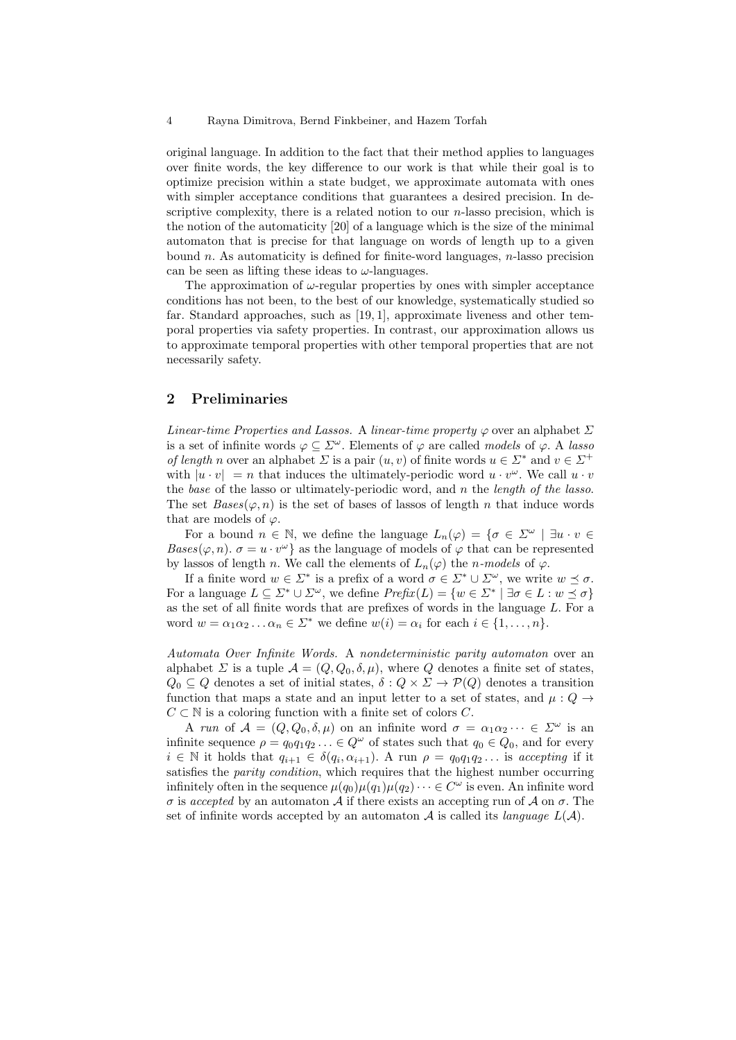original language. In addition to the fact that their method applies to languages over finite words, the key difference to our work is that while their goal is to optimize precision within a state budget, we approximate automata with ones with simpler acceptance conditions that guarantees a desired precision. In descriptive complexity, there is a related notion to our $n$-lasso precision, which is the notion of the automaticity [20] of a language which is the size of the minimal automaton that is precise for that language on words of length up to a given bound $n$. As automaticity is defined for finite-word languages, $n$-lasso precision can be seen as lifting these ideas to $\omega$-languages.

The approximation of $\omega$-regular properties by ones with simpler acceptance conditions has not been, to the best of our knowledge, systematically studied so far. Standard approaches, such as [19, 1], approximate liveness and other temporal properties via safety properties. In contrast, our approximation allows us to approximate temporal properties with other temporal properties that are not necessarily safety.

## 2 Preliminaries

*Linear-time Properties and Lassos.* A *linear-time property* $\varphi$ over an alphabet $\Sigma$ is a set of infinite words $\varphi \subseteq \Sigma^\omega$. Elements of $\varphi$ are called *models* of $\varphi$. A *lasso of length* $n$ over an alphabet $\Sigma$ is a pair $(u, v)$ of finite words $u \in \Sigma^*$ and $v \in \Sigma^+$ with $|u \cdot v| = n$ that induces the ultimately-periodic word $u \cdot v^\omega$. We call $u \cdot v$ the *base* of the lasso or ultimately-periodic word, and $n$ the *length of the lasso*. The set $Bases(\varphi, n)$ is the set of bases of lassos of length $n$ that induce words that are models of $\varphi$.

For a bound $n \in \mathbb{N}$, we define the language $L_n(\varphi) = \{\sigma \in \Sigma^\omega \mid \exists u \cdot v \in Bases(\varphi, n).\ \sigma = u \cdot v^\omega\}$ as the language of models of $\varphi$ that can be represented by lassos of length $n$. We call the elements of $L_n(\varphi)$ the *n-models* of $\varphi$.

If a finite word $w \in \Sigma^*$ is a prefix of a word $\sigma \in \Sigma^* \cup \Sigma^\omega$, we write $w \preceq \sigma$. For a language $L \subseteq \Sigma^* \cup \Sigma^\omega$, we define $Prefix(L) = \{w \in \Sigma^* \mid \exists \sigma \in L : w \preceq \sigma\}$ as the set of all finite words that are prefixes of words in the language $L$. For a word $w = \alpha_1\alpha_2 \dots \alpha_n \in \Sigma^*$ we define $w(i) = \alpha_i$ for each $i \in \{1, \dots, n\}$.

*Automata Over Infinite Words.* A *nondeterministic parity automaton* over an alphabet $\Sigma$ is a tuple $\mathcal{A} = (Q, Q_0, \delta, \mu)$, where $Q$ denotes a finite set of states, $Q_0 \subseteq Q$ denotes a set of initial states, $\delta : Q \times \Sigma \to \mathcal{P}(Q)$ denotes a transition function that maps a state and an input letter to a set of states, and $\mu : Q \to C \subset \mathbb{N}$ is a coloring function with a finite set of colors $C$.

A *run* of $\mathcal{A} = (Q, Q_0, \delta, \mu)$ on an infinite word $\sigma = \alpha_1\alpha_2 \dots \in \Sigma^\omega$ is an infinite sequence $\rho = q_0q_1q_2 \dots \in Q^\omega$ of states such that $q_0 \in Q_0$, and for every $i \in \mathbb{N}$ it holds that $q_{i+1} \in \delta(q_i, \alpha_{i+1})$. A run $\rho = q_0q_1q_2 \dots$ is *accepting* if it satisfies the *parity condition*, which requires that the highest number occurring infinitely often in the sequence $\mu(q_0)\mu(q_1)\mu(q_2) \dots \in C^\omega$ is even. An infinite word $\sigma$ is *accepted* by an automaton $\mathcal{A}$ if there exists an accepting run of $\mathcal{A}$ on $\sigma$. The set of infinite words accepted by an automaton $\mathcal{A}$ is called its *language* $L(\mathcal{A})$.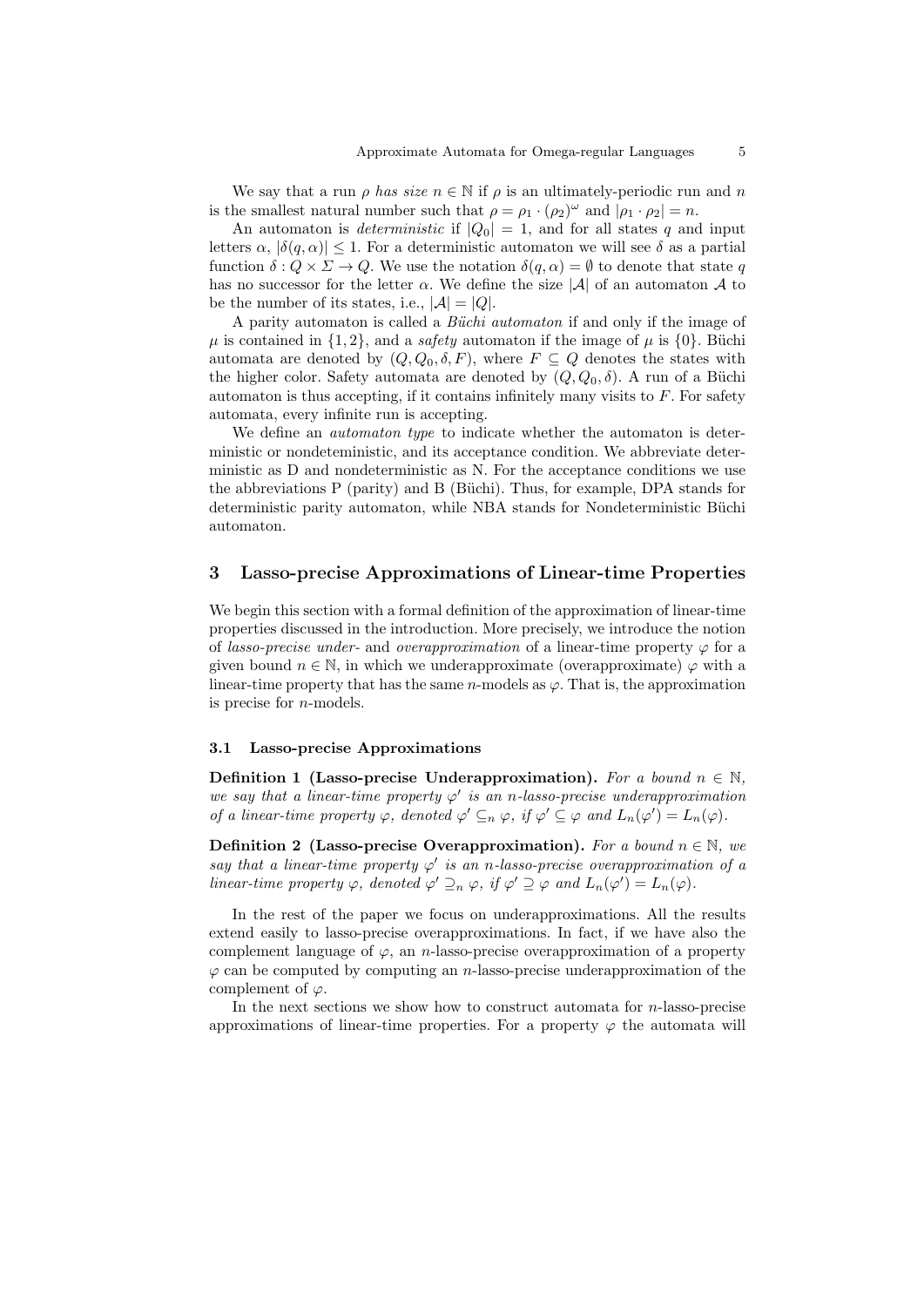We say that a run $\rho$ *has size* $n \in \mathbb{N}$ if $\rho$ is an ultimately-periodic run and $n$ is the smallest natural number such that $\rho = \rho_1 \cdot (\rho_2)^\omega$ and $|\rho_1 \cdot \rho_2| = n$.

An automaton is *deterministic* if $|Q_0| = 1$, and for all states $q$ and input letters $\alpha$, $|\delta(q, \alpha)| \leq 1$. For a deterministic automaton we will see $\delta$ as a partial function $\delta : Q \times \Sigma \to Q$. We use the notation $\delta(q, \alpha) = \emptyset$ to denote that state $q$ has no successor for the letter $\alpha$. We define the size $|\mathcal{A}|$ of an automaton $\mathcal{A}$ to be the number of its states, i.e., $|\mathcal{A}| = |Q|$.

A parity automaton is called a *Büchi automaton* if and only if the image of $\mu$ is contained in $\{1, 2\}$, and a *safety* automaton if the image of $\mu$ is $\{0\}$. Büchi automata are denoted by $(Q, Q_0, \delta, F)$, where $F \subseteq Q$ denotes the states with the higher color. Safety automata are denoted by $(Q, Q_0, \delta)$. A run of a Büchi automaton is thus accepting, if it contains infinitely many visits to $F$. For safety automata, every infinite run is accepting.

We define an *automaton type* to indicate whether the automaton is deterministic or nondeteministic, and its acceptance condition. We abbreviate deterministic as D and nondeterministic as N. For the acceptance conditions we use the abbreviations P (parity) and B (Büchi). Thus, for example, DPA stands for deterministic parity automaton, while NBA stands for Nondeterministic Büchi automaton.

## 3 Lasso-precise Approximations of Linear-time Properties

We begin this section with a formal definition of the approximation of linear-time properties discussed in the introduction. More precisely, we introduce the notion of *lasso-precise under-* and *overapproximation* of a linear-time property $\varphi$ for a given bound $n \in \mathbb{N}$, in which we underapproximate (overapproximate) $\varphi$ with a linear-time property that has the same $n$-models as $\varphi$. That is, the approximation is precise for $n$-models.

### 3.1 Lasso-precise Approximations

**Definition 1 (Lasso-precise Underapproximation).** *For a bound $n \in \mathbb{N}$, we say that a linear-time property $\varphi'$ is an $n$-lasso-precise underapproximation of a linear-time property $\varphi$, denoted $\varphi' \subseteq_n \varphi$, if $\varphi' \subseteq \varphi$ and $L_n(\varphi') = L_n(\varphi)$.*

**Definition 2 (Lasso-precise Overapproximation).** *For a bound $n \in \mathbb{N}$, we say that a linear-time property $\varphi'$ is an $n$-lasso-precise overapproximation of a linear-time property $\varphi$, denoted $\varphi' \supseteq_n \varphi$, if $\varphi' \supseteq \varphi$ and $L_n(\varphi') = L_n(\varphi)$.*

In the rest of the paper we focus on underapproximations. All the results extend easily to lasso-precise overapproximations. In fact, if we have also the complement language of $\varphi$, an $n$-lasso-precise overapproximation of a property $\varphi$ can be computed by computing an $n$-lasso-precise underapproximation of the complement of $\varphi$.

In the next sections we show how to construct automata for $n$-lasso-precise approximations of linear-time properties. For a property $\varphi$ the automata will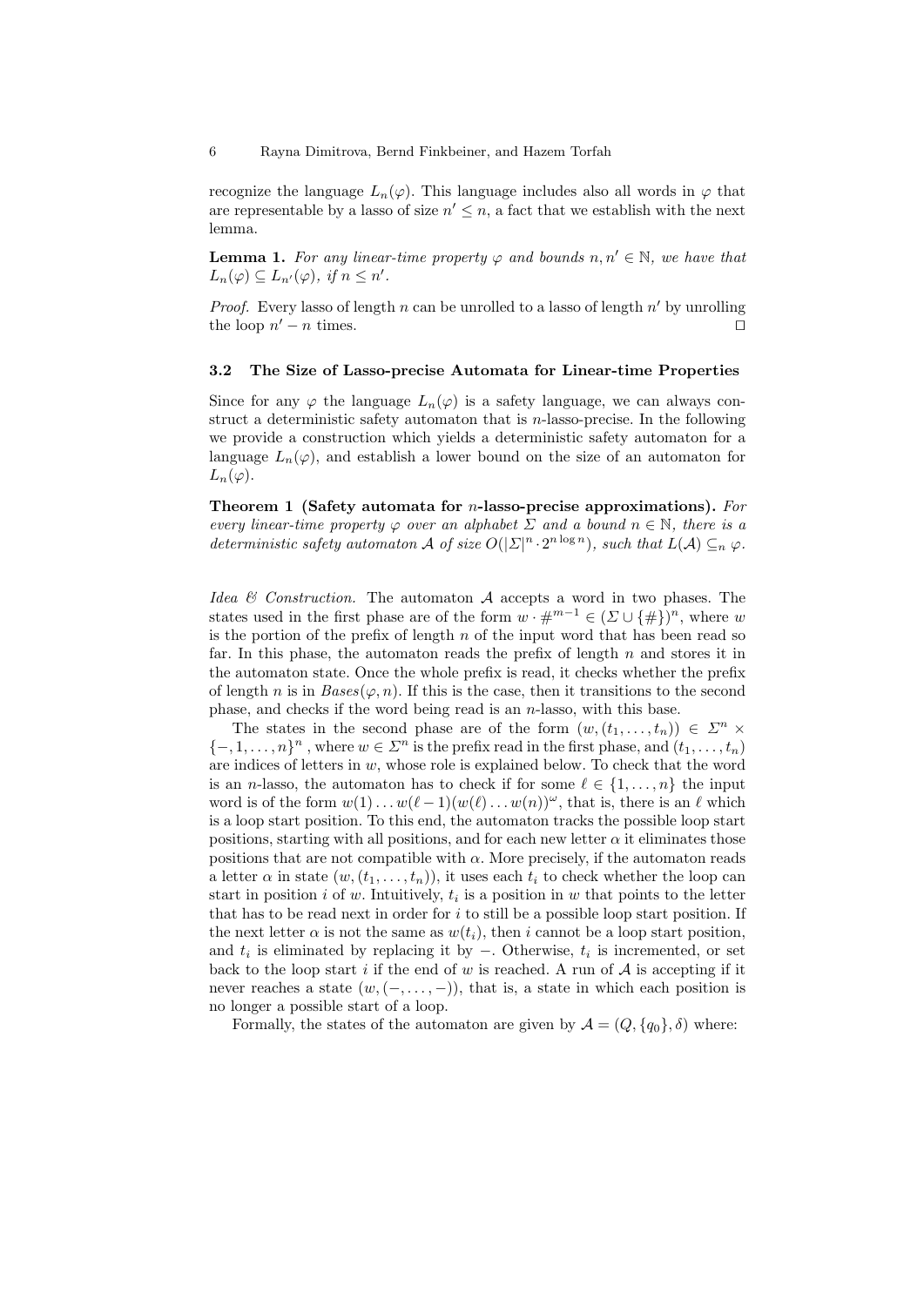recognize the language $L_n(\varphi)$. This language includes also all words in $\varphi$ that are representable by a lasso of size $n' \leq n$, a fact that we establish with the next lemma.

**Lemma 1.** *For any linear-time property $\varphi$ and bounds $n, n' \in \mathbb{N}$, we have that $L_n(\varphi) \subseteq L_{n'}(\varphi)$, if $n \leq n'$.*

*Proof.* Every lasso of length $n$ can be unrolled to a lasso of length $n'$ by unrolling the loop $n' - n$ times. ◻

### 3.2 The Size of Lasso-precise Automata for Linear-time Properties

Since for any $\varphi$ the language $L_n(\varphi)$ is a safety language, we can always construct a deterministic safety automaton that is $n$-lasso-precise. In the following we provide a construction which yields a deterministic safety automaton for a language $L_n(\varphi)$, and establish a lower bound on the size of an automaton for $L_n(\varphi)$.

**Theorem 1 (Safety automata for $n$-lasso-precise approximations).** *For every linear-time property $\varphi$ over an alphabet $\Sigma$ and a bound $n \in \mathbb{N}$, there is a deterministic safety automaton $\mathcal{A}$ of size $O(|\Sigma|^n \cdot 2^{n \log n})$, such that $L(\mathcal{A}) \subseteq_n \varphi$.*

*Idea & Construction.* The automaton $\mathcal{A}$ accepts a word in two phases. The states used in the first phase are of the form $w \cdot \#^{m-1} \in (\Sigma \cup \{\#\})^n$, where $w$ is the portion of the prefix of length $n$ of the input word that has been read so far. In this phase, the automaton reads the prefix of length $n$ and stores it in the automaton state. Once the whole prefix is read, it checks whether the prefix of length $n$ is in $Bases(\varphi, n)$. If this is the case, then it transitions to the second phase, and checks if the word being read is an $n$-lasso, with this base.

The states in the second phase are of the form $(w, (t_1, \ldots, t_n)) \in \Sigma^n \times \{-, 1, \ldots, n\}^n$ , where $w \in \Sigma^n$ is the prefix read in the first phase, and $(t_1, \ldots, t_n)$ are indices of letters in $w$, whose role is explained below. To check that the word is an $n$-lasso, the automaton has to check if for some $\ell \in \{1, \ldots, n\}$ the input word is of the form $w(1) \ldots w(\ell - 1)(w(\ell) \ldots w(n))^\omega$, that is, there is an $\ell$ which is a loop start position. To this end, the automaton tracks the possible loop start positions, starting with all positions, and for each new letter $\alpha$ it eliminates those positions that are not compatible with $\alpha$. More precisely, if the automaton reads a letter $\alpha$ in state $(w, (t_1, \ldots, t_n))$, it uses each $t_i$ to check whether the loop can start in position $i$ of $w$. Intuitively, $t_i$ is a position in $w$ that points to the letter that has to be read next in order for $i$ to still be a possible loop start position. If the next letter $\alpha$ is not the same as $w(t_i)$, then $i$ cannot be a loop start position, and $t_i$ is eliminated by replacing it by $-$. Otherwise, $t_i$ is incremented, or set back to the loop start $i$ if the end of $w$ is reached. A run of $\mathcal{A}$ is accepting if it never reaches a state $(w, (-, \ldots, -))$, that is, a state in which each position is no longer a possible start of a loop.

Formally, the states of the automaton are given by $\mathcal{A} = (Q, \{q_0\}, \delta)$ where: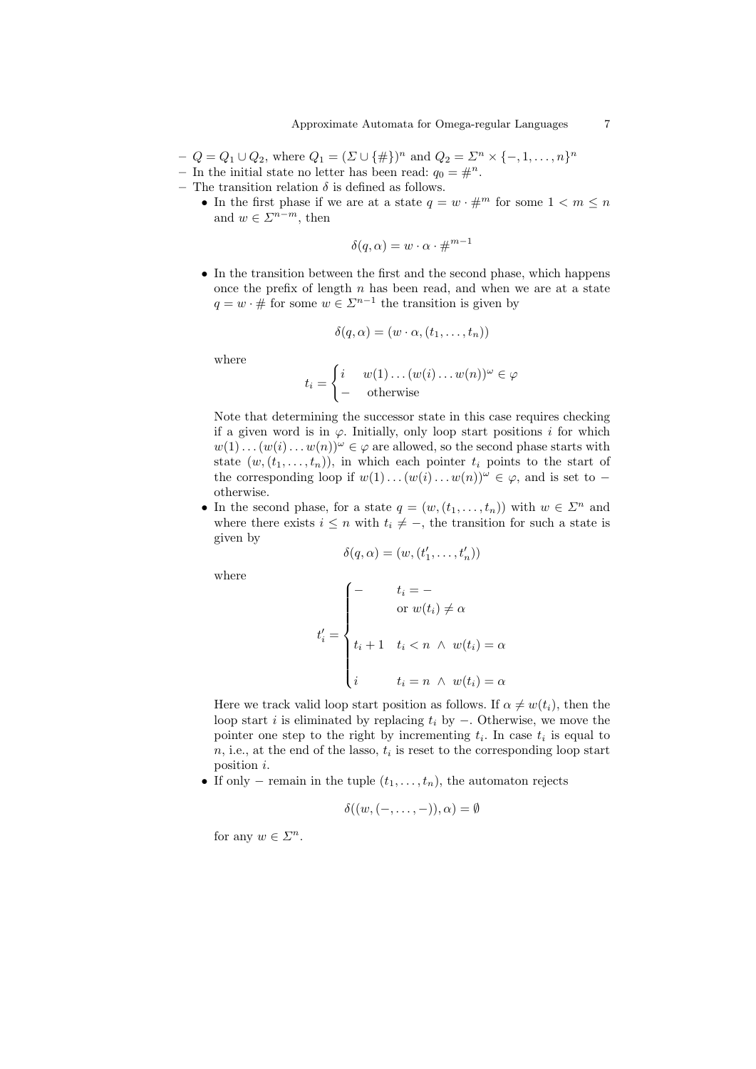- $Q = Q_1 \cup Q_2$, where $Q_1 = (\Sigma \cup \{\#\})^n$ and $Q_2 = \Sigma^n \times \{-, 1, \ldots, n\}^n$
- In the initial state no letter has been read: $q_0 = \#^n$.
- The transition relation $\delta$ is defined as follows.
  - In the first phase if we are at a state $q = w \cdot \#^m$ for some $1 < m \leq n$ and $w \in \Sigma^{n-m}$, then

    $$\delta(q, \alpha) = w \cdot \alpha \cdot \#^{m-1}$$

  - In the transition between the first and the second phase, which happens once the prefix of length $n$ has been read, and when we are at a state $q = w \cdot \#$ for some $w \in \Sigma^{n-1}$ the transition is given by

    $$\delta(q, \alpha) = (w \cdot \alpha, (t_1, \ldots, t_n))$$

    where

    $$t_i = \begin{cases} i & w(1) \ldots (w(i) \ldots w(n))^\omega \in \varphi \\ - & \text{otherwise} \end{cases}$$

    Note that determining the successor state in this case requires checking if a given word is in $\varphi$. Initially, only loop start positions $i$ for which $w(1) \ldots (w(i) \ldots w(n))^\omega \in \varphi$ are allowed, so the second phase starts with state $(w, (t_1, \ldots, t_n))$, in which each pointer $t_i$ points to the start of the corresponding loop if $w(1) \ldots (w(i) \ldots w(n))^\omega \in \varphi$, and is set to $-$ otherwise.
  - In the second phase, for a state $q = (w, (t_1, \ldots, t_n))$ with $w \in \Sigma^n$ and where there exists $i \leq n$ with $t_i \neq -$, the transition for such a state is given by

    $$\delta(q, \alpha) = (w, (t'_1, \ldots, t'_n))$$

    where

    $$t'_i = \begin{cases} - & t_i = - \\ & \text{or } w(t_i) \neq \alpha \\ t_i + 1 & t_i < n \ \wedge \ w(t_i) = \alpha \\ i & t_i = n \ \wedge \ w(t_i) = \alpha \end{cases}$$

    Here we track valid loop start position as follows. If $\alpha \neq w(t_i)$, then the loop start $i$ is eliminated by replacing $t_i$ by $-$. Otherwise, we move the pointer one step to the right by incrementing $t_i$. In case $t_i$ is equal to $n$, i.e., at the end of the lasso, $t_i$ is reset to the corresponding loop start position $i$.
  - If only $-$ remain in the tuple $(t_1, \ldots, t_n)$, the automaton rejects

    $$\delta((w, (-, \ldots, -)), \alpha) = \emptyset$$

    for any $w \in \Sigma^n$.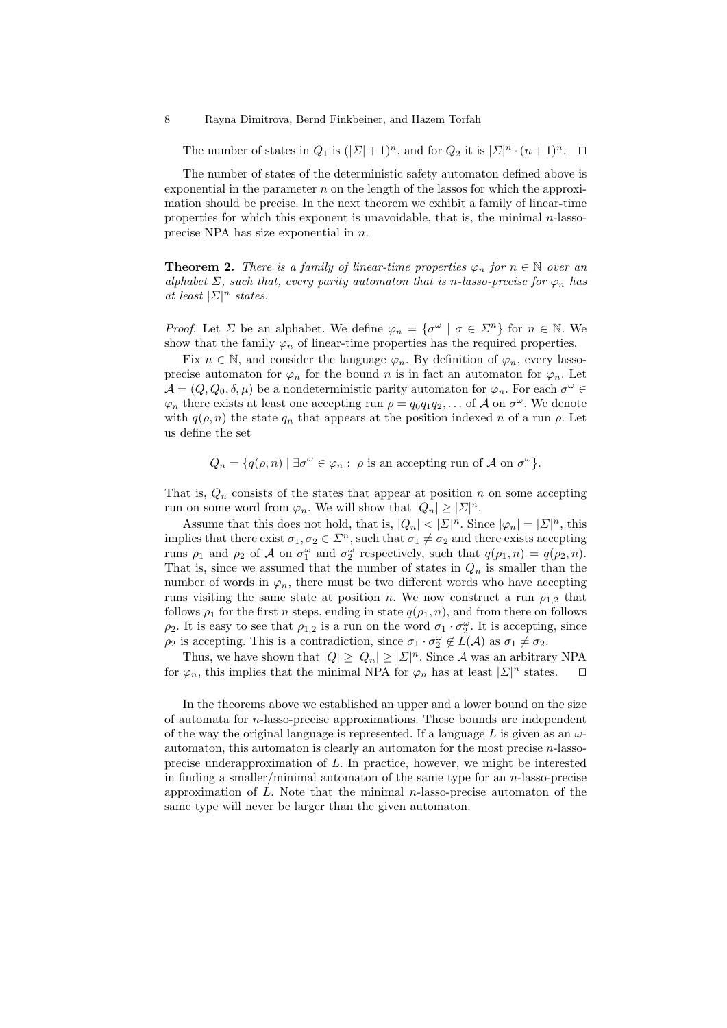The number of states in $Q_1$ is $(|\Sigma|+1)^n$, and for $Q_2$ it is $|\Sigma|^n \cdot (n+1)^n$. $\square$

The number of states of the deterministic safety automaton defined above is exponential in the parameter $n$ on the length of the lassos for which the approximation should be precise. In the next theorem we exhibit a family of linear-time properties for which this exponent is unavoidable, that is, the minimal $n$-lasso-precise NPA has size exponential in $n$.

**Theorem 2.** *There is a family of linear-time properties $\varphi_n$ for $n \in \mathbb{N}$ over an alphabet $\Sigma$, such that, every parity automaton that is $n$-lasso-precise for $\varphi_n$ has at least $|\Sigma|^n$ states.*

*Proof.* Let $\Sigma$ be an alphabet. We define $\varphi_n = \{\sigma^\omega \mid \sigma \in \Sigma^n\}$ for $n \in \mathbb{N}$. We show that the family $\varphi_n$ of linear-time properties has the required properties.

Fix $n \in \mathbb{N}$, and consider the language $\varphi_n$. By definition of $\varphi_n$, every lasso-precise automaton for $\varphi_n$ for the bound $n$ is in fact an automaton for $\varphi_n$. Let $\mathcal{A} = (Q, Q_0, \delta, \mu)$ be a nondeterministic parity automaton for $\varphi_n$. For each $\sigma^\omega \in \varphi_n$ there exists at least one accepting run $\rho = q_0 q_1 q_2, \ldots$ of $\mathcal{A}$ on $\sigma^\omega$. We denote with $q(\rho, n)$ the state $q_n$ that appears at the position indexed $n$ of a run $\rho$. Let us define the set

$$Q_n = \{q(\rho, n) \mid \exists \sigma^\omega \in \varphi_n : \ \rho \text{ is an accepting run of } \mathcal{A} \text{ on } \sigma^\omega\}.$$

That is, $Q_n$ consists of the states that appear at position $n$ on some accepting run on some word from $\varphi_n$. We will show that $|Q_n| \geq |\Sigma|^n$.

Assume that this does not hold, that is, $|Q_n| < |\Sigma|^n$. Since $|\varphi_n| = |\Sigma|^n$, this implies that there exist $\sigma_1, \sigma_2 \in \Sigma^n$, such that $\sigma_1 \neq \sigma_2$ and there exists accepting runs $\rho_1$ and $\rho_2$ of $\mathcal{A}$ on $\sigma_1^\omega$ and $\sigma_2^\omega$ respectively, such that $q(\rho_1, n) = q(\rho_2, n)$. That is, since we assumed that the number of states in $Q_n$ is smaller than the number of words in $\varphi_n$, there must be two different words who have accepting runs visiting the same state at position $n$. We now construct a run $\rho_{1,2}$ that follows $\rho_1$ for the first $n$ steps, ending in state $q(\rho_1, n)$, and from there on follows $\rho_2$. It is easy to see that $\rho_{1,2}$ is a run on the word $\sigma_1 \cdot \sigma_2^\omega$. It is accepting, since $\rho_2$ is accepting. This is a contradiction, since $\sigma_1 \cdot \sigma_2^\omega \notin L(\mathcal{A})$ as $\sigma_1 \neq \sigma_2$.

Thus, we have shown that $|Q| \geq |Q_n| \geq |\Sigma|^n$. Since $\mathcal{A}$ was an arbitrary NPA for $\varphi_n$, this implies that the minimal NPA for $\varphi_n$ has at least $|\Sigma|^n$ states. $\square$

In the theorems above we established an upper and a lower bound on the size of automata for $n$-lasso-precise approximations. These bounds are independent of the way the original language is represented. If a language $L$ is given as an $\omega$-automaton, this automaton is clearly an automaton for the most precise $n$-lasso-precise underapproximation of $L$. In practice, however, we might be interested in finding a smaller/minimal automaton of the same type for an $n$-lasso-precise approximation of $L$. Note that the minimal $n$-lasso-precise automaton of the same type will never be larger than the given automaton.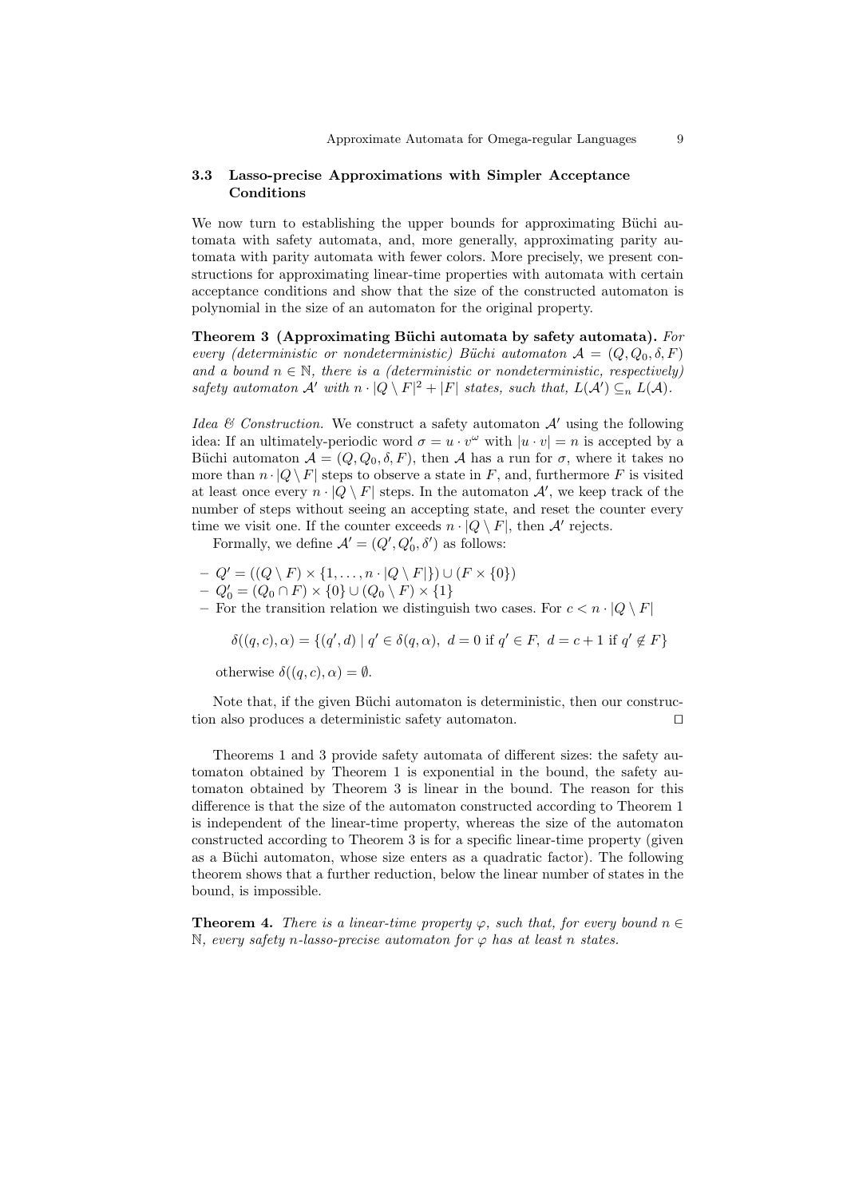### 3.3 Lasso-precise Approximations with Simpler Acceptance Conditions

We now turn to establishing the upper bounds for approximating Büchi automata with safety automata, and, more generally, approximating parity automata with parity automata with fewer colors. More precisely, we present constructions for approximating linear-time properties with automata with certain acceptance conditions and show that the size of the constructed automaton is polynomial in the size of an automaton for the original property.

**Theorem 3 (Approximating Büchi automata by safety automata).** *For every (deterministic or nondeterministic) Büchi automaton $\mathcal{A} = (Q, Q_0, \delta, F)$ and a bound $n \in \mathbb{N}$, there is a (deterministic or nondeterministic, respectively) safety automaton $\mathcal{A}'$ with $n \cdot |Q \setminus F|^2 + |F|$ states, such that, $L(\mathcal{A}') \subseteq_n L(\mathcal{A})$.*

*Idea & Construction.* We construct a safety automaton $\mathcal{A}'$ using the following idea: If an ultimately-periodic word $\sigma = u \cdot v^\omega$ with $|u \cdot v| = n$ is accepted by a Büchi automaton $\mathcal{A} = (Q, Q_0, \delta, F)$, then $\mathcal{A}$ has a run for $\sigma$, where it takes no more than $n \cdot |Q \setminus F|$ steps to observe a state in $F$, and, furthermore $F$ is visited at least once every $n \cdot |Q \setminus F|$ steps. In the automaton $\mathcal{A}'$, we keep track of the number of steps without seeing an accepting state, and reset the counter every time we visit one. If the counter exceeds $n \cdot |Q \setminus F|$, then $\mathcal{A}'$ rejects.

Formally, we define $\mathcal{A}' = (Q', Q'_0, \delta')$ as follows:

- $Q' = ((Q \setminus F) \times \{1, \ldots, n \cdot |Q \setminus F|\}) \cup (F \times \{0\})$
- $Q'_0 = (Q_0 \cap F) \times \{0\} \cup (Q_0 \setminus F) \times \{1\}$
- For the transition relation we distinguish two cases. For $c < n \cdot |Q \setminus F|$

$$\delta((q, c), \alpha) = \{(q', d) \mid q' \in \delta(q, \alpha),\ d = 0 \text{ if } q' \in F,\ d = c + 1 \text{ if } q' \notin F\}$$

  otherwise $\delta((q, c), \alpha) = \emptyset$.

Note that, if the given Büchi automaton is deterministic, then our construction also produces a deterministic safety automaton. ◻

Theorems 1 and 3 provide safety automata of different sizes: the safety automaton obtained by Theorem 1 is exponential in the bound, the safety automaton obtained by Theorem 3 is linear in the bound. The reason for this difference is that the size of the automaton constructed according to Theorem 1 is independent of the linear-time property, whereas the size of the automaton constructed according to Theorem 3 is for a specific linear-time property (given as a Büchi automaton, whose size enters as a quadratic factor). The following theorem shows that a further reduction, below the linear number of states in the bound, is impossible.

**Theorem 4.** *There is a linear-time property $\varphi$, such that, for every bound $n \in \mathbb{N}$, every safety $n$-lasso-precise automaton for $\varphi$ has at least $n$ states.*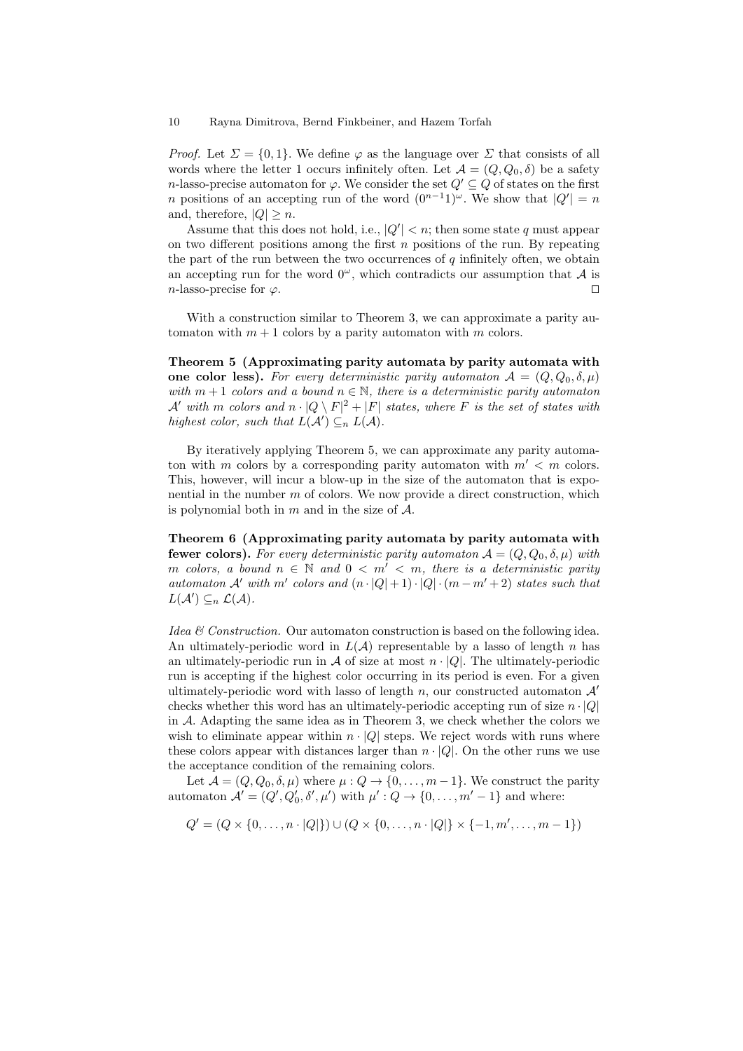*Proof.* Let $\Sigma = \{0, 1\}$. We define $\varphi$ as the language over $\Sigma$ that consists of all words where the letter 1 occurs infinitely often. Let $\mathcal{A} = (Q, Q_0, \delta)$ be a safety $n$-lasso-precise automaton for $\varphi$. We consider the set $Q' \subseteq Q$ of states on the first $n$ positions of an accepting run of the word $(0^{n-1}1)^\omega$. We show that $|Q'| = n$ and, therefore, $|Q| \geq n$.

Assume that this does not hold, i.e., $|Q'| < n$; then some state $q$ must appear on two different positions among the first $n$ positions of the run. By repeating the part of the run between the two occurrences of $q$ infinitely often, we obtain an accepting run for the word $0^\omega$, which contradicts our assumption that $\mathcal{A}$ is $n$-lasso-precise for $\varphi$. $\square$

With a construction similar to Theorem 3, we can approximate a parity automaton with $m+1$ colors by a parity automaton with $m$ colors.

**Theorem 5 (Approximating parity automata by parity automata with one color less).** *For every deterministic parity automaton $\mathcal{A} = (Q, Q_0, \delta, \mu)$ with $m+1$ colors and a bound $n \in \mathbb{N}$, there is a deterministic parity automaton $\mathcal{A}'$ with $m$ colors and $n \cdot |Q \setminus F|^2 + |F|$ states, where $F$ is the set of states with highest color, such that $L(\mathcal{A}') \subseteq_n L(\mathcal{A})$.*

By iteratively applying Theorem 5, we can approximate any parity automaton with $m$ colors by a corresponding parity automaton with $m' < m$ colors. This, however, will incur a blow-up in the size of the automaton that is exponential in the number $m$ of colors. We now provide a direct construction, which is polynomial both in $m$ and in the size of $\mathcal{A}$.

**Theorem 6 (Approximating parity automata by parity automata with fewer colors).** *For every deterministic parity automaton $\mathcal{A} = (Q, Q_0, \delta, \mu)$ with $m$ colors, a bound $n \in \mathbb{N}$ and $0 < m' < m$, there is a deterministic parity automaton $\mathcal{A}'$ with $m'$ colors and $(n \cdot |Q| + 1) \cdot |Q| \cdot (m - m' + 2)$ states such that $L(\mathcal{A}') \subseteq_n \mathcal{L}(\mathcal{A})$.*

*Idea & Construction.* Our automaton construction is based on the following idea. An ultimately-periodic word in $L(\mathcal{A})$ representable by a lasso of length $n$ has an ultimately-periodic run in $\mathcal{A}$ of size at most $n \cdot |Q|$. The ultimately-periodic run is accepting if the highest color occurring in its period is even. For a given ultimately-periodic word with lasso of length $n$, our constructed automaton $\mathcal{A}'$ checks whether this word has an ultimately-periodic accepting run of size $n \cdot |Q|$ in $\mathcal{A}$. Adapting the same idea as in Theorem 3, we check whether the colors we wish to eliminate appear within $n \cdot |Q|$ steps. We reject words with runs where these colors appear with distances larger than $n \cdot |Q|$. On the other runs we use the acceptance condition of the remaining colors.

Let $\mathcal{A} = (Q, Q_0, \delta, \mu)$ where $\mu : Q \to \{0, \ldots, m-1\}$. We construct the parity automaton $\mathcal{A}' = (Q', Q'_0, \delta', \mu')$ with $\mu' : Q \to \{0, \ldots, m'-1\}$ and where:

$$Q' = (Q \times \{0, \ldots, n \cdot |Q|\}) \cup (Q \times \{0, \ldots, n \cdot |Q|\} \times \{-1, m', \ldots, m-1\})$$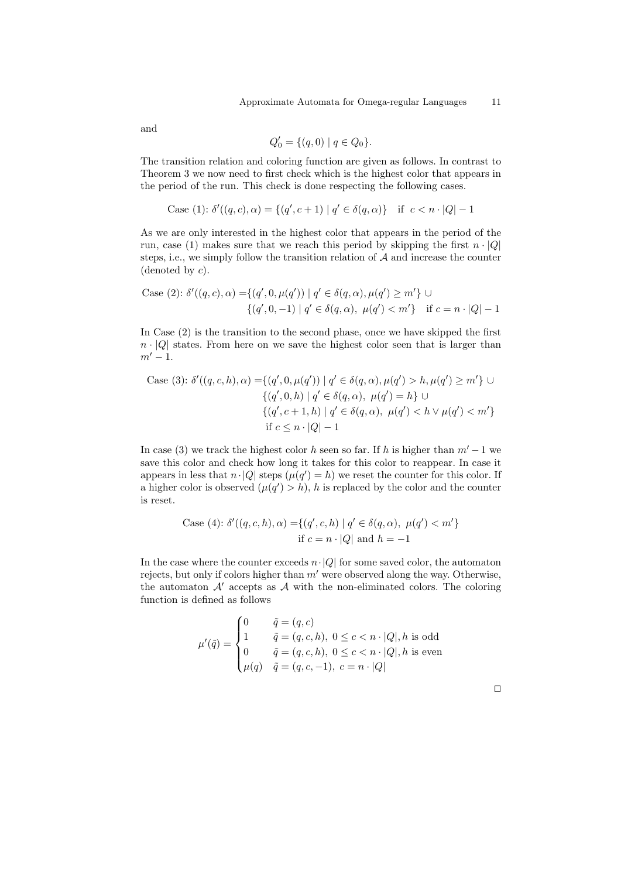and

$$Q'_0 = \{(q, 0) \mid q \in Q_0\}.$$

The transition relation and coloring function are given as follows. In contrast to Theorem 3 we now need to first check which is the highest color that appears in the period of the run. This check is done respecting the following cases.

$$\text{Case (1): } \delta'((q,c),\alpha) = \{(q', c+1) \mid q' \in \delta(q,\alpha)\} \quad \text{if } \; c < n \cdot |Q| - 1$$

As we are only interested in the highest color that appears in the period of the run, case (1) makes sure that we reach this period by skipping the first $n \cdot |Q|$ steps, i.e., we simply follow the transition relation of $\mathcal{A}$ and increase the counter (denoted by $c$).

$$\begin{aligned}\text{Case (2): } \delta'((q,c),\alpha) =& \{(q', 0, \mu(q')) \mid q' \in \delta(q,\alpha), \mu(q') \geq m'\} \;\cup \\ & \{(q', 0, -1) \mid q' \in \delta(q,\alpha),\; \mu(q') < m'\} \quad \text{if } c = n \cdot |Q| - 1\end{aligned}$$

In Case (2) is the transition to the second phase, once we have skipped the first $n \cdot |Q|$ states. From here on we save the highest color seen that is larger than $m' - 1$.

$$\begin{aligned}\text{Case (3): } \delta'((q,c,h),\alpha) =& \{(q', 0, \mu(q')) \mid q' \in \delta(q,\alpha), \mu(q') > h, \mu(q') \geq m'\} \;\cup \\ & \{(q', 0, h) \mid q' \in \delta(q,\alpha),\; \mu(q') = h\} \;\cup \\ & \{(q', c+1, h) \mid q' \in \delta(q,\alpha),\; \mu(q') < h \vee \mu(q') < m'\} \\ & \text{if } c \leq n \cdot |Q| - 1\end{aligned}$$

In case (3) we track the highest color $h$ seen so far. If $h$ is higher than $m' - 1$ we save this color and check how long it takes for this color to reappear. In case it appears in less that $n \cdot |Q|$ steps ($\mu(q') = h$) we reset the counter for this color. If a higher color is observed ($\mu(q') > h$), $h$ is replaced by the color and the counter is reset.

$$\begin{aligned}\text{Case (4): } \delta'((q,c,h),\alpha) =& \{(q', c, h) \mid q' \in \delta(q,\alpha),\; \mu(q') < m'\} \\ & \text{if } c = n \cdot |Q| \text{ and } h = -1\end{aligned}$$

In the case where the counter exceeds $n \cdot |Q|$ for some saved color, the automaton rejects, but only if colors higher than $m'$ were observed along the way. Otherwise, the automaton $\mathcal{A}'$ accepts as $\mathcal{A}$ with the non-eliminated colors. The coloring function is defined as follows

$$\mu'(\tilde{q}) = \begin{cases} 0 & \tilde{q} = (q,c) \\ 1 & \tilde{q} = (q,c,h),\; 0 \leq c < n \cdot |Q|, h \text{ is odd} \\ 0 & \tilde{q} = (q,c,h),\; 0 \leq c < n \cdot |Q|, h \text{ is even} \\ \mu(q) & \tilde{q} = (q,c,-1),\; c = n \cdot |Q| \end{cases}$$

□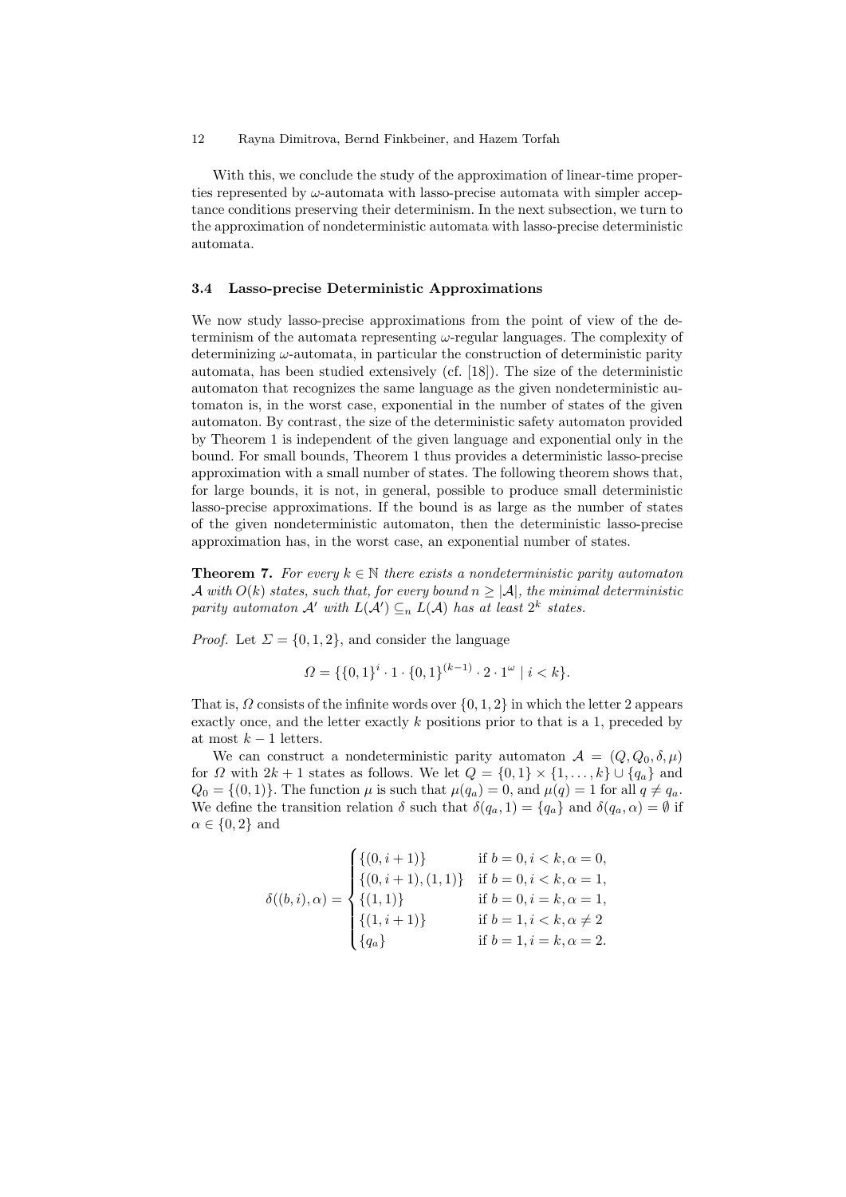With this, we conclude the study of the approximation of linear-time properties represented by $\omega$-automata with lasso-precise automata with simpler acceptance conditions preserving their determinism. In the next subsection, we turn to the approximation of nondeterministic automata with lasso-precise deterministic automata.

### 3.4 Lasso-precise Deterministic Approximations

We now study lasso-precise approximations from the point of view of the determinism of the automata representing $\omega$-regular languages. The complexity of determinizing $\omega$-automata, in particular the construction of deterministic parity automata, has been studied extensively (cf. [18]). The size of the deterministic automaton that recognizes the same language as the given nondeterministic automaton is, in the worst case, exponential in the number of states of the given automaton. By contrast, the size of the deterministic safety automaton provided by Theorem 1 is independent of the given language and exponential only in the bound. For small bounds, Theorem 1 thus provides a deterministic lasso-precise approximation with a small number of states. The following theorem shows that, for large bounds, it is not, in general, possible to produce small deterministic lasso-precise approximations. If the bound is as large as the number of states of the given nondeterministic automaton, then the deterministic lasso-precise approximation has, in the worst case, an exponential number of states.

**Theorem 7.** *For every $k \in \mathbb{N}$ there exists a nondeterministic parity automaton $\mathcal{A}$ with $O(k)$ states, such that, for every bound $n \geq |\mathcal{A}|$, the minimal deterministic parity automaton $\mathcal{A}'$ with $L(\mathcal{A}') \subseteq_n L(\mathcal{A})$ has at least $2^k$ states.*

*Proof.* Let $\Sigma = \{0, 1, 2\}$, and consider the language

$$\Omega = \{\{0,1\}^i \cdot 1 \cdot \{0,1\}^{(k-1)} \cdot 2 \cdot 1^\omega \mid i < k\}.$$

That is, $\Omega$ consists of the infinite words over $\{0, 1, 2\}$ in which the letter 2 appears exactly once, and the letter exactly $k$ positions prior to that is a 1, preceded by at most $k - 1$ letters.

We can construct a nondeterministic parity automaton $\mathcal{A} = (Q, Q_0, \delta, \mu)$ for $\Omega$ with $2k + 1$ states as follows. We let $Q = \{0, 1\} \times \{1, \ldots, k\} \cup \{q_a\}$ and $Q_0 = \{(0, 1)\}$. The function $\mu$ is such that $\mu(q_a) = 0$, and $\mu(q) = 1$ for all $q \neq q_a$. We define the transition relation $\delta$ such that $\delta(q_a, 1) = \{q_a\}$ and $\delta(q_a, \alpha) = \emptyset$ if $\alpha \in \{0, 2\}$ and

$$\delta((b, i), \alpha) = \begin{cases} \{(0, i+1)\} & \text{if } b = 0, i < k, \alpha = 0, \\ \{(0, i+1), (1, 1)\} & \text{if } b = 0, i < k, \alpha = 1, \\ \{(1, 1)\} & \text{if } b = 0, i = k, \alpha = 1, \\ \{(1, i+1)\} & \text{if } b = 1, i < k, \alpha \neq 2 \\ \{q_a\} & \text{if } b = 1, i = k, \alpha = 2. \end{cases}$$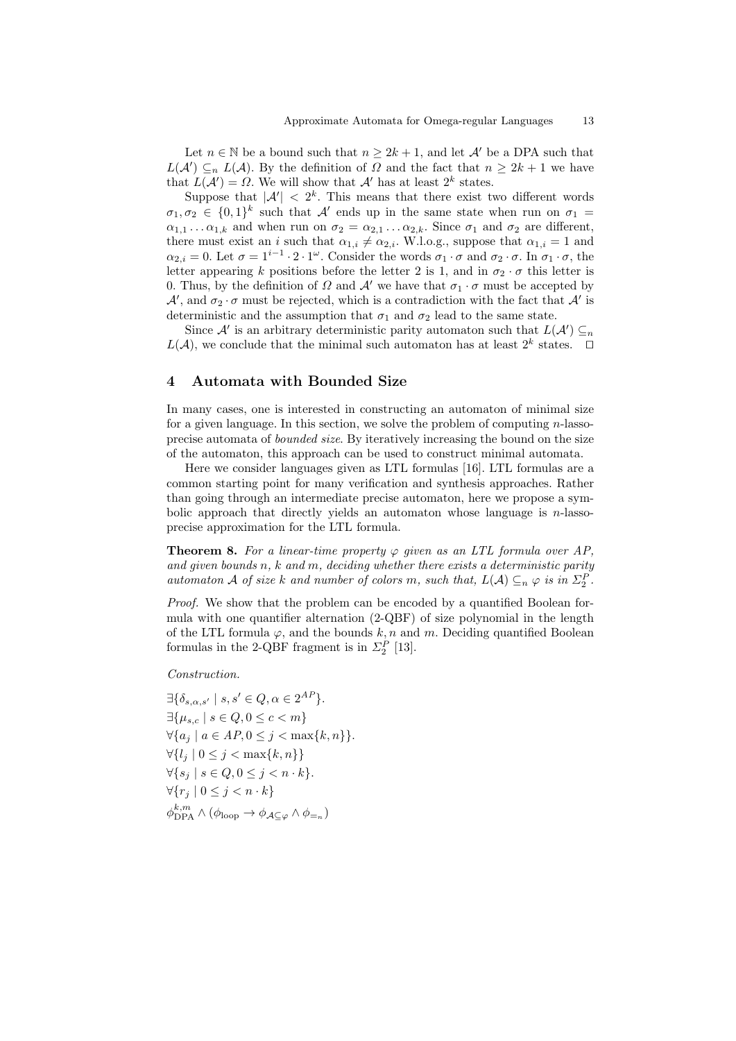Let $n \in \mathbb{N}$ be a bound such that $n \geq 2k+1$, and let $\mathcal{A}'$ be a DPA such that $L(\mathcal{A}') \subseteq_n L(\mathcal{A})$. By the definition of $\Omega$ and the fact that $n \geq 2k+1$ we have that $L(\mathcal{A}') = \Omega$. We will show that $\mathcal{A}'$ has at least $2^k$ states.

Suppose that $|\mathcal{A}'| < 2^k$. This means that there exist two different words $\sigma_1, \sigma_2 \in \{0,1\}^k$ such that $\mathcal{A}'$ ends up in the same state when run on $\sigma_1 = \alpha_{1,1} \ldots \alpha_{1,k}$ and when run on $\sigma_2 = \alpha_{2,1} \ldots \alpha_{2,k}$. Since $\sigma_1$ and $\sigma_2$ are different, there must exist an $i$ such that $\alpha_{1,i} \neq \alpha_{2,i}$. W.l.o.g., suppose that $\alpha_{1,i} = 1$ and $\alpha_{2,i} = 0$. Let $\sigma = 1^{i-1} \cdot 2 \cdot 1^\omega$. Consider the words $\sigma_1 \cdot \sigma$ and $\sigma_2 \cdot \sigma$. In $\sigma_1 \cdot \sigma$, the letter appearing $k$ positions before the letter 2 is 1, and in $\sigma_2 \cdot \sigma$ this letter is 0. Thus, by the definition of $\Omega$ and $\mathcal{A}'$ we have that $\sigma_1 \cdot \sigma$ must be accepted by $\mathcal{A}'$, and $\sigma_2 \cdot \sigma$ must be rejected, which is a contradiction with the fact that $\mathcal{A}'$ is deterministic and the assumption that $\sigma_1$ and $\sigma_2$ lead to the same state.

Since $\mathcal{A}'$ is an arbitrary deterministic parity automaton such that $L(\mathcal{A}') \subseteq_n L(\mathcal{A})$, we conclude that the minimal such automaton has at least $2^k$ states. $\square$

## 4 Automata with Bounded Size

In many cases, one is interested in constructing an automaton of minimal size for a given language. In this section, we solve the problem of computing $n$-lasso-precise automata of *bounded size*. By iteratively increasing the bound on the size of the automaton, this approach can be used to construct minimal automata.

Here we consider languages given as LTL formulas [16]. LTL formulas are a common starting point for many verification and synthesis approaches. Rather than going through an intermediate precise automaton, here we propose a symbolic approach that directly yields an automaton whose language is $n$-lasso-precise approximation for the LTL formula.

**Theorem 8.** *For a linear-time property $\varphi$ given as an LTL formula over $AP$, and given bounds $n$, $k$ and $m$, deciding whether there exists a deterministic parity automaton $\mathcal{A}$ of size $k$ and number of colors $m$, such that, $L(\mathcal{A}) \subseteq_n \varphi$ is in $\Sigma_2^P$.*

*Proof.* We show that the problem can be encoded by a quantified Boolean formula with one quantifier alternation (2-QBF) of size polynomial in the length of the LTL formula $\varphi$, and the bounds $k, n$ and $m$. Deciding quantified Boolean formulas in the 2-QBF fragment is in $\Sigma_2^P$ [13].

*Construction.*

$\exists \{\delta_{s,\alpha,s'} \mid s, s' \in Q, \alpha \in 2^{AP}\}.$
$\exists \{\mu_{s,c} \mid s \in Q, 0 \leq c < m\}$
$\forall \{a_j \mid a \in AP, 0 \leq j < \max\{k,n\}\}.$
$\forall \{l_j \mid 0 \leq j < \max\{k,n\}\}$
$\forall \{s_j \mid s \in Q, 0 \leq j < n \cdot k\}.$
$\forall \{r_j \mid 0 \leq j < n \cdot k\}$
$\phi^{k,m}_{\text{DPA}} \wedge (\phi_{\text{loop}} \rightarrow \phi_{\mathcal{A} \subseteq \varphi} \wedge \phi_{=_n})$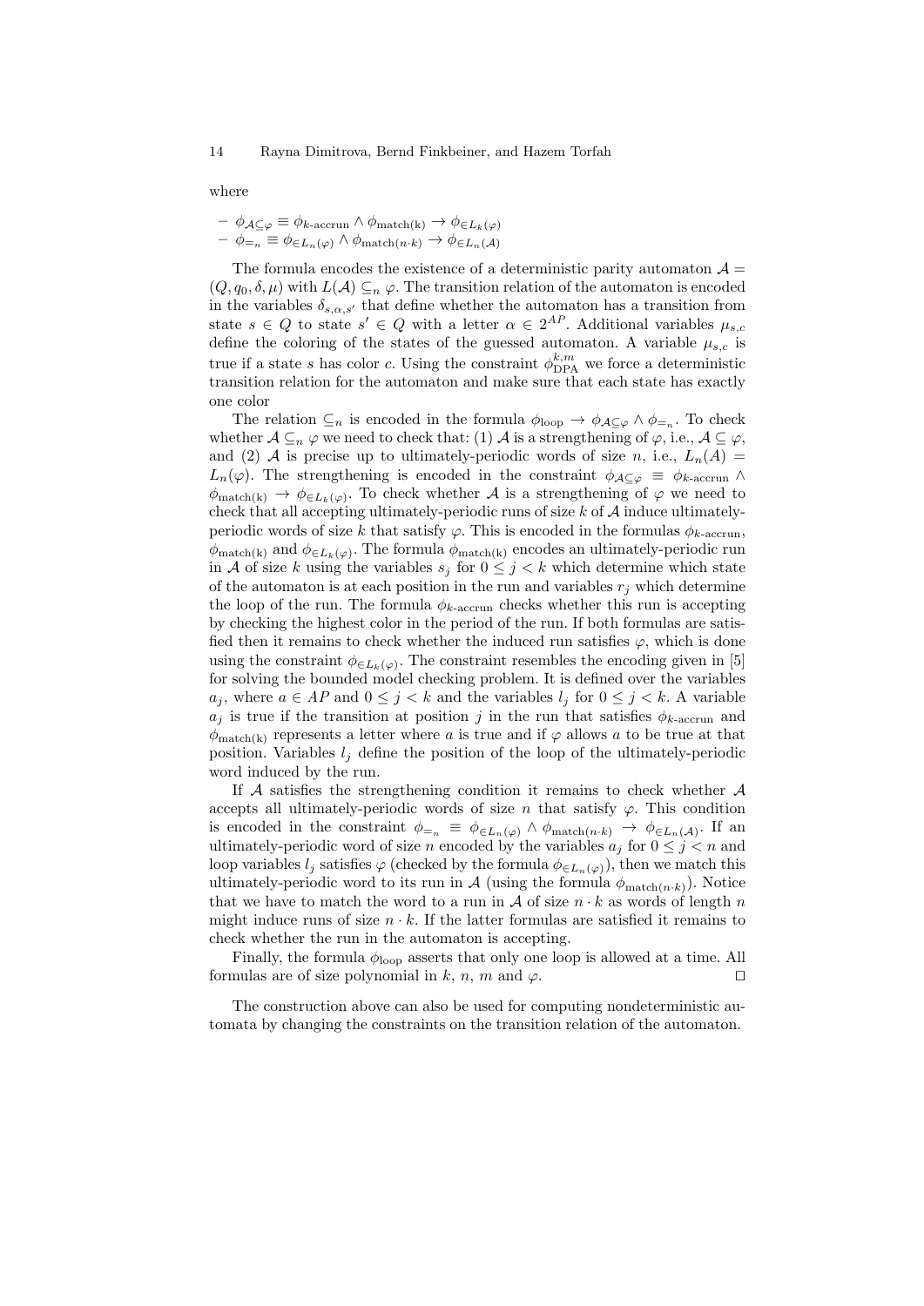where

- $\phi_{\mathcal{A}\subseteq\varphi} \equiv \phi_{k\text{-accrun}} \wedge \phi_{\text{match(k)}} \rightarrow \phi_{\in L_k(\varphi)}$
- $\phi_{=_n} \equiv \phi_{\in L_n(\varphi)} \wedge \phi_{\text{match}(n\cdot k)} \rightarrow \phi_{\in L_n(\mathcal{A})}$

The formula encodes the existence of a deterministic parity automaton $\mathcal{A} = (Q, q_0, \delta, \mu)$ with $L(\mathcal{A}) \subseteq_n \varphi$. The transition relation of the automaton is encoded in the variables $\delta_{s,\alpha,s'}$ that define whether the automaton has a transition from state $s \in Q$ to state $s' \in Q$ with a letter $\alpha \in 2^{AP}$. Additional variables $\mu_{s,c}$ define the coloring of the states of the guessed automaton. A variable $\mu_{s,c}$ is true if a state $s$ has color $c$. Using the constraint $\phi^{k,m}_{\text{DPA}}$ we force a deterministic transition relation for the automaton and make sure that each state has exactly one color

The relation $\subseteq_n$ is encoded in the formula $\phi_{\text{loop}} \rightarrow \phi_{\mathcal{A}\subseteq\varphi} \wedge \phi_{=_n}$. To check whether $\mathcal{A} \subseteq_n \varphi$ we need to check that: (1) $\mathcal{A}$ is a strengthening of $\varphi$, i.e., $\mathcal{A} \subseteq \varphi$, and (2) $\mathcal{A}$ is precise up to ultimately-periodic words of size $n$, i.e., $L_n(A) = L_n(\varphi)$. The strengthening is encoded in the constraint $\phi_{\mathcal{A}\subseteq\varphi} \equiv \phi_{k\text{-accrun}} \wedge \phi_{\text{match(k)}} \rightarrow \phi_{\in L_k(\varphi)}$. To check whether $\mathcal{A}$ is a strengthening of $\varphi$ we need to check that all accepting ultimately-periodic runs of size $k$ of $\mathcal{A}$ induce ultimately-periodic words of size $k$ that satisfy $\varphi$. This is encoded in the formulas $\phi_{k\text{-accrun}}$, $\phi_{\text{match(k)}}$ and $\phi_{\in L_k(\varphi)}$. The formula $\phi_{\text{match(k)}}$ encodes an ultimately-periodic run in $\mathcal{A}$ of size $k$ using the variables $s_j$ for $0 \leq j < k$ which determine which state of the automaton is at each position in the run and variables $r_j$ which determine the loop of the run. The formula $\phi_{k\text{-accrun}}$ checks whether this run is accepting by checking the highest color in the period of the run. If both formulas are satisfied then it remains to check whether the induced run satisfies $\varphi$, which is done using the constraint $\phi_{\in L_k(\varphi)}$. The constraint resembles the encoding given in [5] for solving the bounded model checking problem. It is defined over the variables $a_j$, where $a \in AP$ and $0 \leq j < k$ and the variables $l_j$ for $0 \leq j < k$. A variable $a_j$ is true if the transition at position $j$ in the run that satisfies $\phi_{k\text{-accrun}}$ and $\phi_{\text{match(k)}}$ represents a letter where $a$ is true and if $\varphi$ allows $a$ to be true at that position. Variables $l_j$ define the position of the loop of the ultimately-periodic word induced by the run.

If $\mathcal{A}$ satisfies the strengthening condition it remains to check whether $\mathcal{A}$ accepts all ultimately-periodic words of size $n$ that satisfy $\varphi$. This condition is encoded in the constraint $\phi_{=_n} \equiv \phi_{\in L_n(\varphi)} \wedge \phi_{\text{match}(n\cdot k)} \rightarrow \phi_{\in L_n(\mathcal{A})}$. If an ultimately-periodic word of size $n$ encoded by the variables $a_j$ for $0 \leq j < n$ and loop variables $l_j$ satisfies $\varphi$ (checked by the formula $\phi_{\in L_n(\varphi)}$), then we match this ultimately-periodic word to its run in $\mathcal{A}$ (using the formula $\phi_{\text{match}(n\cdot k)}$). Notice that we have to match the word to a run in $\mathcal{A}$ of size $n \cdot k$ as words of length $n$ might induce runs of size $n \cdot k$. If the latter formulas are satisfied it remains to check whether the run in the automaton is accepting.

Finally, the formula $\phi_{\text{loop}}$ asserts that only one loop is allowed at a time. All formulas are of size polynomial in $k$, $n$, $m$ and $\varphi$. ⊓⊔

The construction above can also be used for computing nondeterministic automata by changing the constraints on the transition relation of the automaton.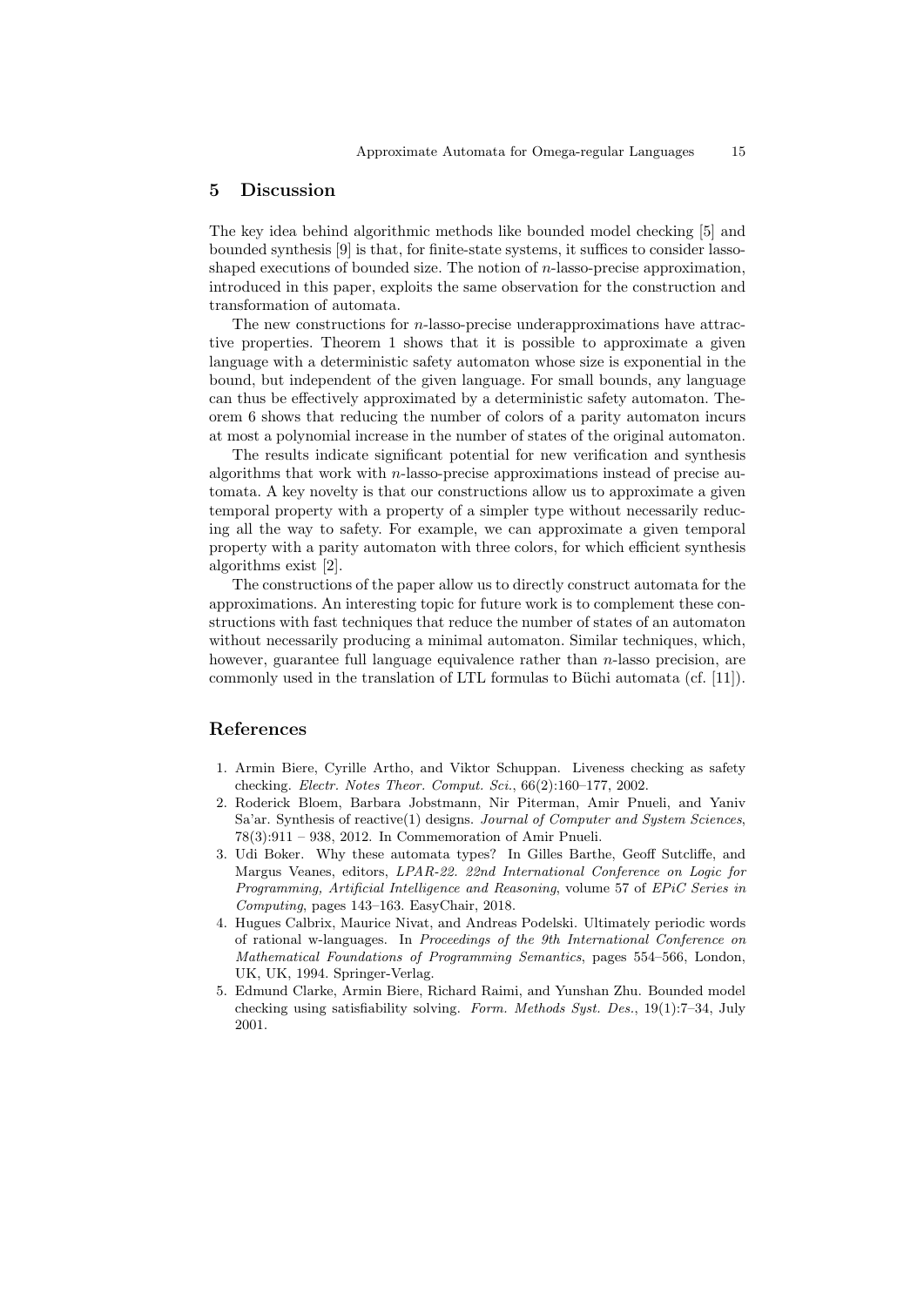## 5 Discussion

The key idea behind algorithmic methods like bounded model checking [5] and bounded synthesis [9] is that, for finite-state systems, it suffices to consider lasso-shaped executions of bounded size. The notion of $n$-lasso-precise approximation, introduced in this paper, exploits the same observation for the construction and transformation of automata.

The new constructions for $n$-lasso-precise underapproximations have attractive properties. Theorem 1 shows that it is possible to approximate a given language with a deterministic safety automaton whose size is exponential in the bound, but independent of the given language. For small bounds, any language can thus be effectively approximated by a deterministic safety automaton. Theorem 6 shows that reducing the number of colors of a parity automaton incurs at most a polynomial increase in the number of states of the original automaton.

The results indicate significant potential for new verification and synthesis algorithms that work with $n$-lasso-precise approximations instead of precise automata. A key novelty is that our constructions allow us to approximate a given temporal property with a property of a simpler type without necessarily reducing all the way to safety. For example, we can approximate a given temporal property with a parity automaton with three colors, for which efficient synthesis algorithms exist [2].

The constructions of the paper allow us to directly construct automata for the approximations. An interesting topic for future work is to complement these constructions with fast techniques that reduce the number of states of an automaton without necessarily producing a minimal automaton. Similar techniques, which, however, guarantee full language equivalence rather than $n$-lasso precision, are commonly used in the translation of LTL formulas to Büchi automata (cf. [11]).

## References

1. Armin Biere, Cyrille Artho, and Viktor Schuppan. Liveness checking as safety checking. *Electr. Notes Theor. Comput. Sci.*, 66(2):160–177, 2002.
2. Roderick Bloem, Barbara Jobstmann, Nir Piterman, Amir Pnueli, and Yaniv Sa'ar. Synthesis of reactive(1) designs. *Journal of Computer and System Sciences*, 78(3):911 – 938, 2012. In Commemoration of Amir Pnueli.
3. Udi Boker. Why these automata types? In Gilles Barthe, Geoff Sutcliffe, and Margus Veanes, editors, *LPAR-22. 22nd International Conference on Logic for Programming, Artificial Intelligence and Reasoning*, volume 57 of *EPiC Series in Computing*, pages 143–163. EasyChair, 2018.
4. Hugues Calbrix, Maurice Nivat, and Andreas Podelski. Ultimately periodic words of rational w-languages. In *Proceedings of the 9th International Conference on Mathematical Foundations of Programming Semantics*, pages 554–566, London, UK, UK, 1994. Springer-Verlag.
5. Edmund Clarke, Armin Biere, Richard Raimi, and Yunshan Zhu. Bounded model checking using satisfiability solving. *Form. Methods Syst. Des.*, 19(1):7–34, July 2001.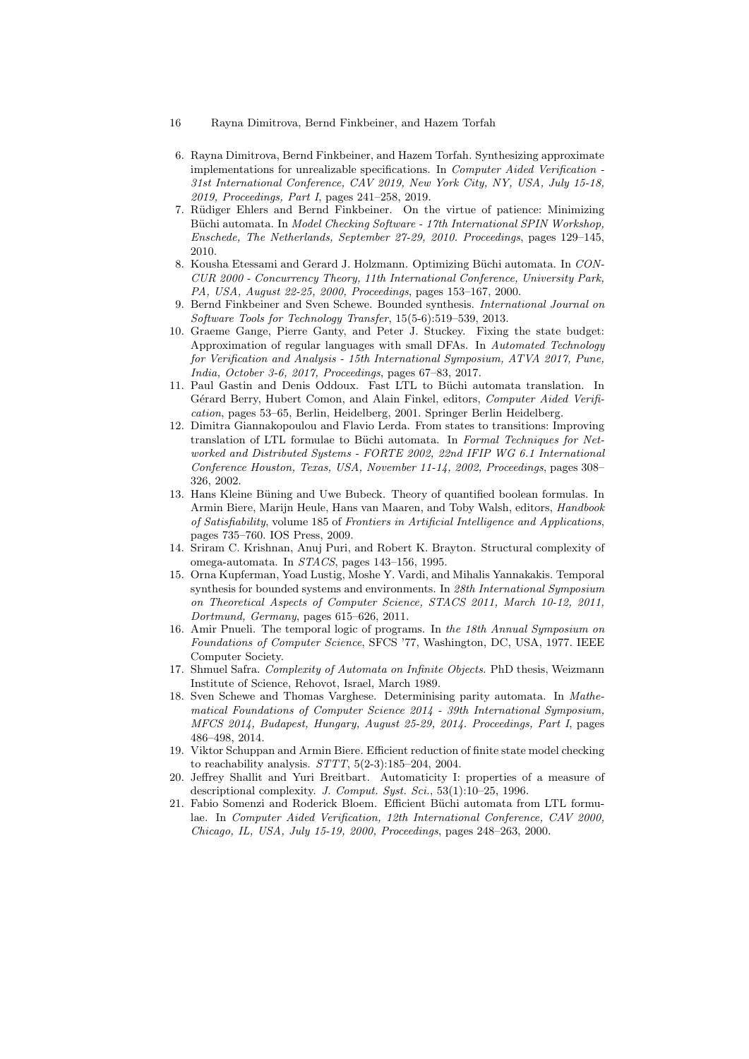6. Rayna Dimitrova, Bernd Finkbeiner, and Hazem Torfah. Synthesizing approximate implementations for unrealizable specifications. In *Computer Aided Verification - 31st International Conference, CAV 2019, New York City, NY, USA, July 15-18, 2019, Proceedings, Part I*, pages 241–258, 2019.
7. Rüdiger Ehlers and Bernd Finkbeiner. On the virtue of patience: Minimizing Büchi automata. In *Model Checking Software - 17th International SPIN Workshop, Enschede, The Netherlands, September 27-29, 2010. Proceedings*, pages 129–145, 2010.
8. Kousha Etessami and Gerard J. Holzmann. Optimizing Büchi automata. In *CONCUR 2000 - Concurrency Theory, 11th International Conference, University Park, PA, USA, August 22-25, 2000, Proceedings*, pages 153–167, 2000.
9. Bernd Finkbeiner and Sven Schewe. Bounded synthesis. *International Journal on Software Tools for Technology Transfer*, 15(5-6):519–539, 2013.
10. Graeme Gange, Pierre Ganty, and Peter J. Stuckey. Fixing the state budget: Approximation of regular languages with small DFAs. In *Automated Technology for Verification and Analysis - 15th International Symposium, ATVA 2017, Pune, India, October 3-6, 2017, Proceedings*, pages 67–83, 2017.
11. Paul Gastin and Denis Oddoux. Fast LTL to Büchi automata translation. In Gérard Berry, Hubert Comon, and Alain Finkel, editors, *Computer Aided Verification*, pages 53–65, Berlin, Heidelberg, 2001. Springer Berlin Heidelberg.
12. Dimitra Giannakopoulou and Flavio Lerda. From states to transitions: Improving translation of LTL formulae to Büchi automata. In *Formal Techniques for Networked and Distributed Systems - FORTE 2002, 22nd IFIP WG 6.1 International Conference Houston, Texas, USA, November 11-14, 2002, Proceedings*, pages 308–326, 2002.
13. Hans Kleine Büning and Uwe Bubeck. Theory of quantified boolean formulas. In Armin Biere, Marijn Heule, Hans van Maaren, and Toby Walsh, editors, *Handbook of Satisfiability*, volume 185 of *Frontiers in Artificial Intelligence and Applications*, pages 735–760. IOS Press, 2009.
14. Sriram C. Krishnan, Anuj Puri, and Robert K. Brayton. Structural complexity of omega-automata. In *STACS*, pages 143–156, 1995.
15. Orna Kupferman, Yoad Lustig, Moshe Y. Vardi, and Mihalis Yannakakis. Temporal synthesis for bounded systems and environments. In *28th International Symposium on Theoretical Aspects of Computer Science, STACS 2011, March 10-12, 2011, Dortmund, Germany*, pages 615–626, 2011.
16. Amir Pnueli. The temporal logic of programs. In *the 18th Annual Symposium on Foundations of Computer Science*, SFCS '77, Washington, DC, USA, 1977. IEEE Computer Society.
17. Shmuel Safra. *Complexity of Automata on Infinite Objects*. PhD thesis, Weizmann Institute of Science, Rehovot, Israel, March 1989.
18. Sven Schewe and Thomas Varghese. Determinising parity automata. In *Mathematical Foundations of Computer Science 2014 - 39th International Symposium, MFCS 2014, Budapest, Hungary, August 25-29, 2014. Proceedings, Part I*, pages 486–498, 2014.
19. Viktor Schuppan and Armin Biere. Efficient reduction of finite state model checking to reachability analysis. *STTT*, 5(2-3):185–204, 2004.
20. Jeffrey Shallit and Yuri Breitbart. Automaticity I: properties of a measure of descriptional complexity. *J. Comput. Syst. Sci.*, 53(1):10–25, 1996.
21. Fabio Somenzi and Roderick Bloem. Efficient Büchi automata from LTL formulae. In *Computer Aided Verification, 12th International Conference, CAV 2000, Chicago, IL, USA, July 15-19, 2000, Proceedings*, pages 248–263, 2000.